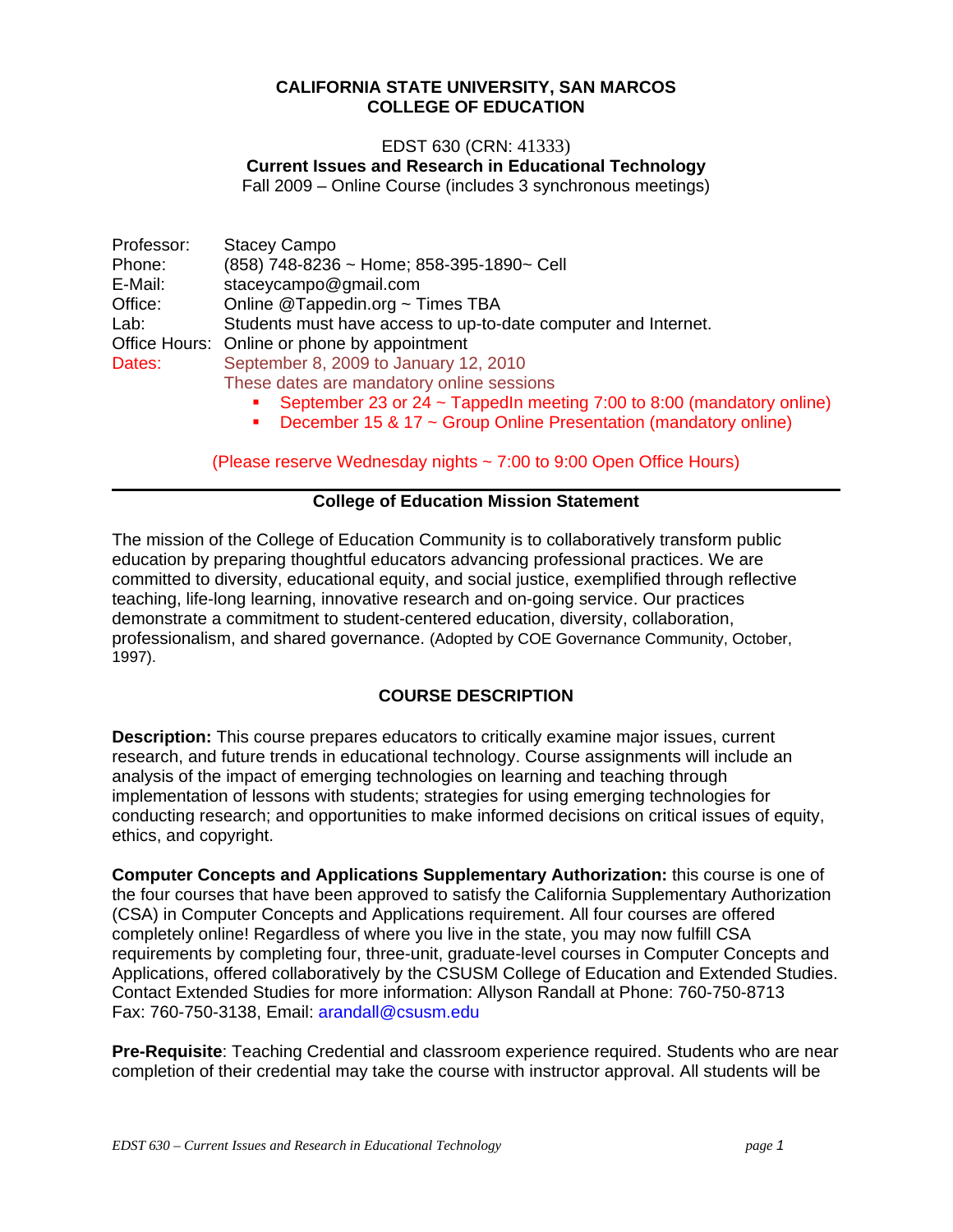**CALIFORNIA STATE UNIVERSITY, SAN MARCOS**
**COLLEGE OF EDUCATION**

EDST 630 (CRN: 41333)
**Current Issues and Research in Educational Technology**
Fall 2009 – Online Course (includes 3 synchronous meetings)

Professor: Stacey Campo
Phone: (858) 748-8236 ~ Home; 858-395-1890~ Cell
E-Mail: staceycampo@gmail.com
Office: Online @Tappedin.org ~ Times TBA
Lab: Students must have access to up-to-date computer and Internet.
Office Hours: Online or phone by appointment
Dates: September 8, 2009 to January 12, 2010
These dates are mandatory online sessions

- September 23 or 24 ~ TappedIn meeting 7:00 to 8:00 (mandatory online)
- December 15 & 17 ~ Group Online Presentation (mandatory online)

(Please reserve Wednesday nights ~ 7:00 to 9:00 Open Office Hours)

---

**College of Education Mission Statement**

The mission of the College of Education Community is to collaboratively transform public education by preparing thoughtful educators advancing professional practices. We are committed to diversity, educational equity, and social justice, exemplified through reflective teaching, life-long learning, innovative research and on-going service. Our practices demonstrate a commitment to student-centered education, diversity, collaboration, professionalism, and shared governance. (Adopted by COE Governance Community, October, 1997).

## COURSE DESCRIPTION

**Description:** This course prepares educators to critically examine major issues, current research, and future trends in educational technology. Course assignments will include an analysis of the impact of emerging technologies on learning and teaching through implementation of lessons with students; strategies for using emerging technologies for conducting research; and opportunities to make informed decisions on critical issues of equity, ethics, and copyright.

**Computer Concepts and Applications Supplementary Authorization:** this course is one of the four courses that have been approved to satisfy the California Supplementary Authorization (CSA) in Computer Concepts and Applications requirement. All four courses are offered completely online! Regardless of where you live in the state, you may now fulfill CSA requirements by completing four, three-unit, graduate-level courses in Computer Concepts and Applications, offered collaboratively by the CSUSM College of Education and Extended Studies. Contact Extended Studies for more information: Allyson Randall at Phone: 760-750-8713 Fax: 760-750-3138, Email: arandall@csusm.edu

**Pre-Requisite**: Teaching Credential and classroom experience required. Students who are near completion of their credential may take the course with instructor approval. All students will be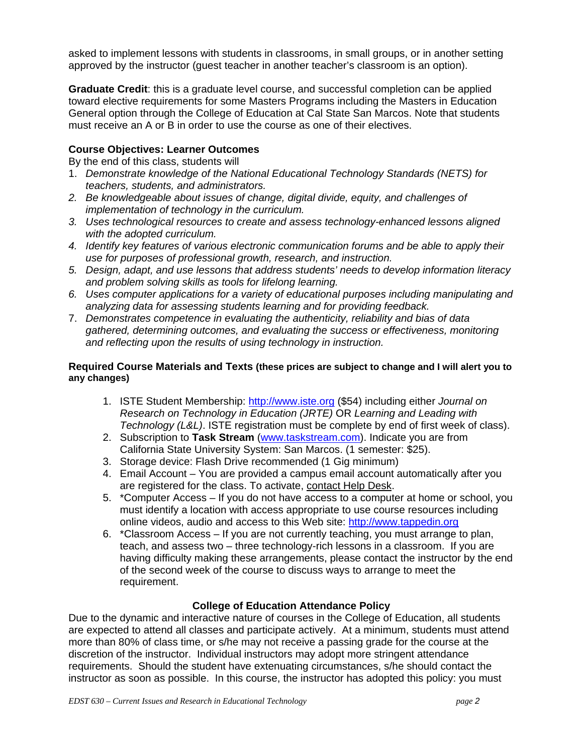asked to implement lessons with students in classrooms, in small groups, or in another setting approved by the instructor (guest teacher in another teacher's classroom is an option).

**Graduate Credit**: this is a graduate level course, and successful completion can be applied toward elective requirements for some Masters Programs including the Masters in Education General option through the College of Education at Cal State San Marcos. Note that students must receive an A or B in order to use the course as one of their electives.

### Course Objectives: Learner Outcomes

By the end of this class, students will

1. *Demonstrate knowledge of the National Educational Technology Standards (NETS) for teachers, students, and administrators.*
2. *Be knowledgeable about issues of change, digital divide, equity, and challenges of implementation of technology in the curriculum.*
3. *Uses technological resources to create and assess technology-enhanced lessons aligned with the adopted curriculum.*
4. *Identify key features of various electronic communication forums and be able to apply their use for purposes of professional growth, research, and instruction.*
5. *Design, adapt, and use lessons that address students' needs to develop information literacy and problem solving skills as tools for lifelong learning.*
6. *Uses computer applications for a variety of educational purposes including manipulating and analyzing data for assessing students learning and for providing feedback.*
7. *Demonstrates competence in evaluating the authenticity, reliability and bias of data gathered, determining outcomes, and evaluating the success or effectiveness, monitoring and reflecting upon the results of using technology in instruction.*

### Required Course Materials and Texts (these prices are subject to change and I will alert you to any changes)

1. ISTE Student Membership: http://www.iste.org ($54) including either *Journal on Research on Technology in Education (JRTE)* OR *Learning and Leading with Technology (L&L)*. ISTE registration must be complete by end of first week of class).
2. Subscription to **Task Stream** (www.taskstream.com). Indicate you are from California State University System: San Marcos. (1 semester: $25).
3. Storage device: Flash Drive recommended (1 Gig minimum)
4. Email Account – You are provided a campus email account automatically after you are registered for the class. To activate, contact Help Desk.
5. *Computer Access – If you do not have access to a computer at home or school, you must identify a location with access appropriate to use course resources including online videos, audio and access to this Web site: http://www.tappedin.org
6. *Classroom Access – If you are not currently teaching, you must arrange to plan, teach, and assess two – three technology-rich lessons in a classroom. If you are having difficulty making these arrangements, please contact the instructor by the end of the second week of the course to discuss ways to arrange to meet the requirement.

### College of Education Attendance Policy

Due to the dynamic and interactive nature of courses in the College of Education, all students are expected to attend all classes and participate actively. At a minimum, students must attend more than 80% of class time, or s/he may not receive a passing grade for the course at the discretion of the instructor. Individual instructors may adopt more stringent attendance requirements. Should the student have extenuating circumstances, s/he should contact the instructor as soon as possible. In this course, the instructor has adopted this policy: you must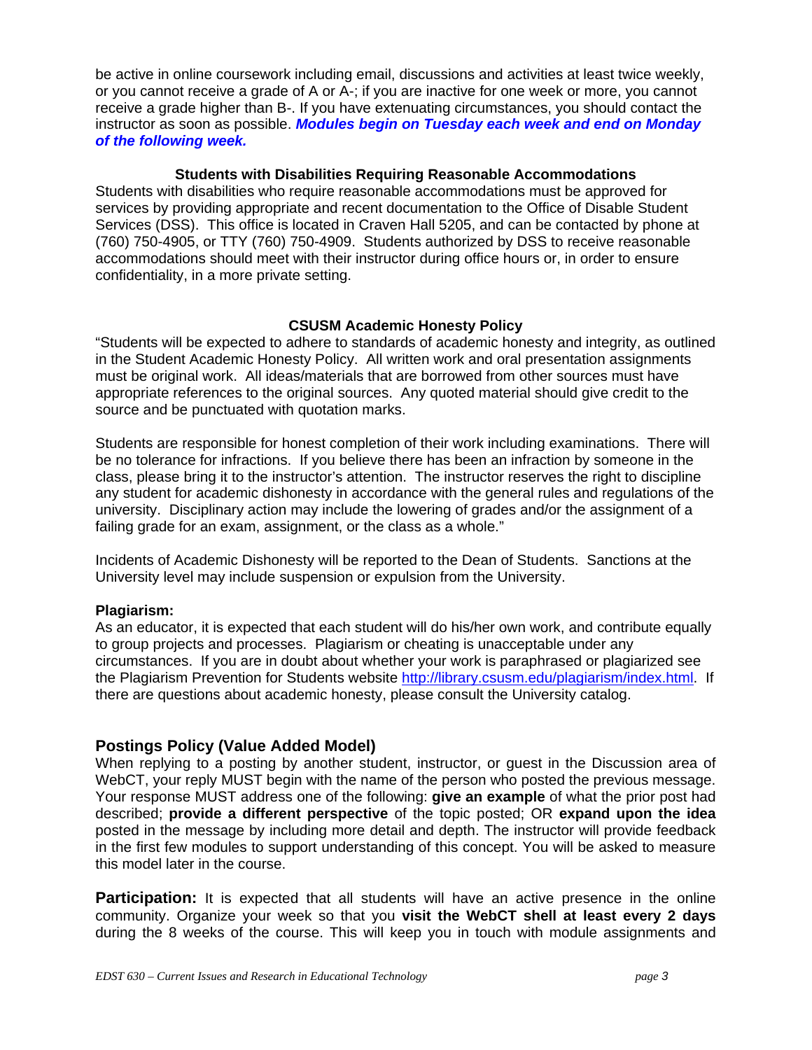be active in online coursework including email, discussions and activities at least twice weekly, or you cannot receive a grade of A or A-; if you are inactive for one week or more, you cannot receive a grade higher than B-. If you have extenuating circumstances, you should contact the instructor as soon as possible. ***Modules begin on Tuesday each week and end on Monday of the following week.***

### Students with Disabilities Requiring Reasonable Accommodations

Students with disabilities who require reasonable accommodations must be approved for services by providing appropriate and recent documentation to the Office of Disable Student Services (DSS). This office is located in Craven Hall 5205, and can be contacted by phone at (760) 750-4905, or TTY (760) 750-4909. Students authorized by DSS to receive reasonable accommodations should meet with their instructor during office hours or, in order to ensure confidentiality, in a more private setting.

### CSUSM Academic Honesty Policy

"Students will be expected to adhere to standards of academic honesty and integrity, as outlined in the Student Academic Honesty Policy. All written work and oral presentation assignments must be original work. All ideas/materials that are borrowed from other sources must have appropriate references to the original sources. Any quoted material should give credit to the source and be punctuated with quotation marks.

Students are responsible for honest completion of their work including examinations. There will be no tolerance for infractions. If you believe there has been an infraction by someone in the class, please bring it to the instructor's attention. The instructor reserves the right to discipline any student for academic dishonesty in accordance with the general rules and regulations of the university. Disciplinary action may include the lowering of grades and/or the assignment of a failing grade for an exam, assignment, or the class as a whole."

Incidents of Academic Dishonesty will be reported to the Dean of Students. Sanctions at the University level may include suspension or expulsion from the University.

**Plagiarism:**

As an educator, it is expected that each student will do his/her own work, and contribute equally to group projects and processes. Plagiarism or cheating is unacceptable under any circumstances. If you are in doubt about whether your work is paraphrased or plagiarized see the Plagiarism Prevention for Students website http://library.csusm.edu/plagiarism/index.html. If there are questions about academic honesty, please consult the University catalog.

## Postings Policy (Value Added Model)

When replying to a posting by another student, instructor, or guest in the Discussion area of WebCT, your reply MUST begin with the name of the person who posted the previous message. Your response MUST address one of the following: **give an example** of what the prior post had described; **provide a different perspective** of the topic posted; OR **expand upon the idea** posted in the message by including more detail and depth. The instructor will provide feedback in the first few modules to support understanding of this concept. You will be asked to measure this model later in the course.

**Participation:** It is expected that all students will have an active presence in the online community. Organize your week so that you **visit the WebCT shell at least every 2 days** during the 8 weeks of the course. This will keep you in touch with module assignments and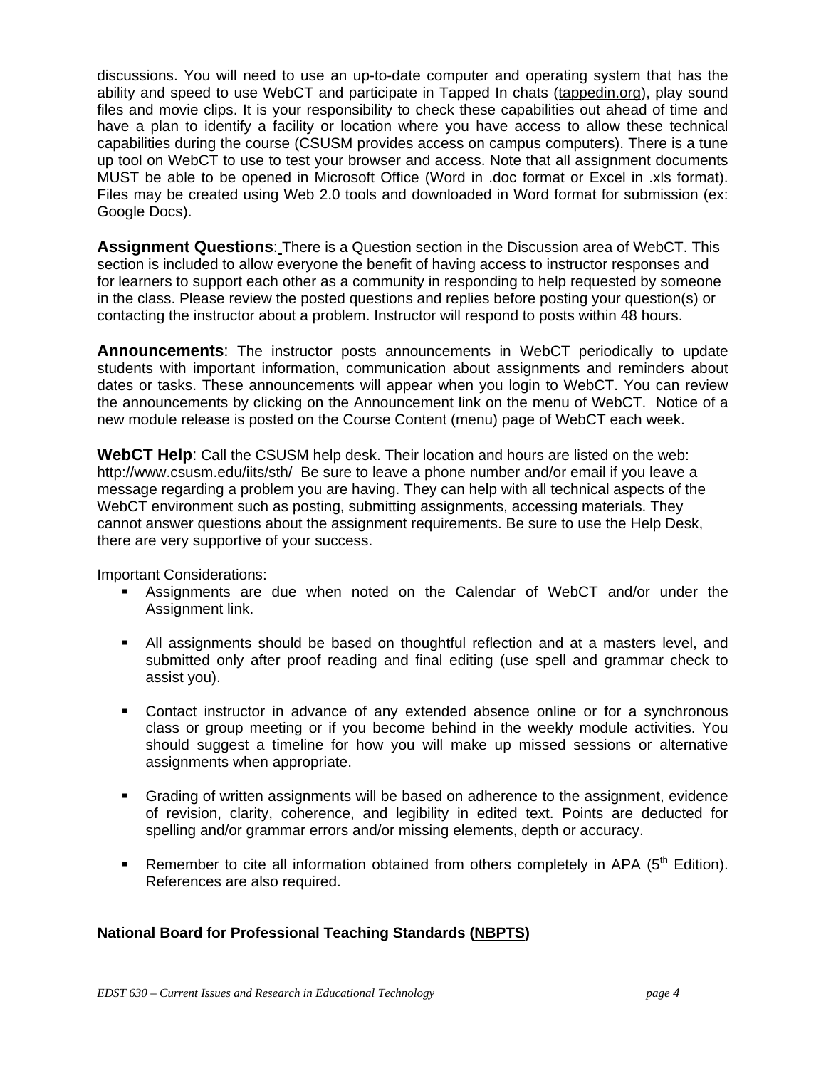discussions. You will need to use an up-to-date computer and operating system that has the ability and speed to use WebCT and participate in Tapped In chats (tappedin.org), play sound files and movie clips. It is your responsibility to check these capabilities out ahead of time and have a plan to identify a facility or location where you have access to allow these technical capabilities during the course (CSUSM provides access on campus computers). There is a tune up tool on WebCT to use to test your browser and access. Note that all assignment documents MUST be able to be opened in Microsoft Office (Word in .doc format or Excel in .xls format). Files may be created using Web 2.0 tools and downloaded in Word format for submission (ex: Google Docs).

**Assignment Questions**: There is a Question section in the Discussion area of WebCT. This section is included to allow everyone the benefit of having access to instructor responses and for learners to support each other as a community in responding to help requested by someone in the class. Please review the posted questions and replies before posting your question(s) or contacting the instructor about a problem. Instructor will respond to posts within 48 hours.

**Announcements**: The instructor posts announcements in WebCT periodically to update students with important information, communication about assignments and reminders about dates or tasks. These announcements will appear when you login to WebCT. You can review the announcements by clicking on the Announcement link on the menu of WebCT. Notice of a new module release is posted on the Course Content (menu) page of WebCT each week.

**WebCT Help**: Call the CSUSM help desk. Their location and hours are listed on the web: http://www.csusm.edu/iits/sth/ Be sure to leave a phone number and/or email if you leave a message regarding a problem you are having. They can help with all technical aspects of the WebCT environment such as posting, submitting assignments, accessing materials. They cannot answer questions about the assignment requirements. Be sure to use the Help Desk, there are very supportive of your success.

Important Considerations:

- Assignments are due when noted on the Calendar of WebCT and/or under the Assignment link.
- All assignments should be based on thoughtful reflection and at a masters level, and submitted only after proof reading and final editing (use spell and grammar check to assist you).
- Contact instructor in advance of any extended absence online or for a synchronous class or group meeting or if you become behind in the weekly module activities. You should suggest a timeline for how you will make up missed sessions or alternative assignments when appropriate.
- Grading of written assignments will be based on adherence to the assignment, evidence of revision, clarity, coherence, and legibility in edited text. Points are deducted for spelling and/or grammar errors and/or missing elements, depth or accuracy.
- Remember to cite all information obtained from others completely in APA (5th Edition). References are also required.

**National Board for Professional Teaching Standards (NBPTS)**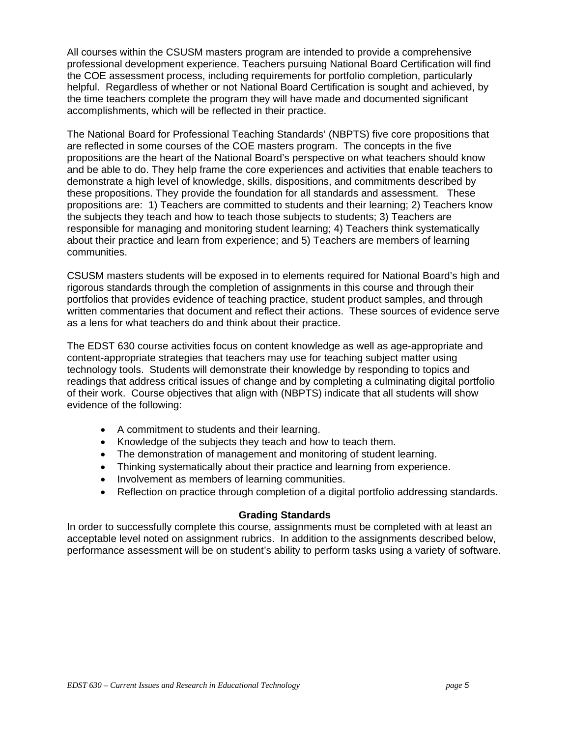All courses within the CSUSM masters program are intended to provide a comprehensive professional development experience. Teachers pursuing National Board Certification will find the COE assessment process, including requirements for portfolio completion, particularly helpful. Regardless of whether or not National Board Certification is sought and achieved, by the time teachers complete the program they will have made and documented significant accomplishments, which will be reflected in their practice.

The National Board for Professional Teaching Standards' (NBPTS) five core propositions that are reflected in some courses of the COE masters program. The concepts in the five propositions are the heart of the National Board's perspective on what teachers should know and be able to do. They help frame the core experiences and activities that enable teachers to demonstrate a high level of knowledge, skills, dispositions, and commitments described by these propositions. They provide the foundation for all standards and assessment. These propositions are: 1) Teachers are committed to students and their learning; 2) Teachers know the subjects they teach and how to teach those subjects to students; 3) Teachers are responsible for managing and monitoring student learning; 4) Teachers think systematically about their practice and learn from experience; and 5) Teachers are members of learning communities.

CSUSM masters students will be exposed in to elements required for National Board's high and rigorous standards through the completion of assignments in this course and through their portfolios that provides evidence of teaching practice, student product samples, and through written commentaries that document and reflect their actions. These sources of evidence serve as a lens for what teachers do and think about their practice.

The EDST 630 course activities focus on content knowledge as well as age-appropriate and content-appropriate strategies that teachers may use for teaching subject matter using technology tools. Students will demonstrate their knowledge by responding to topics and readings that address critical issues of change and by completing a culminating digital portfolio of their work. Course objectives that align with (NBPTS) indicate that all students will show evidence of the following:

- A commitment to students and their learning.
- Knowledge of the subjects they teach and how to teach them.
- The demonstration of management and monitoring of student learning.
- Thinking systematically about their practice and learning from experience.
- Involvement as members of learning communities.
- Reflection on practice through completion of a digital portfolio addressing standards.

## Grading Standards

In order to successfully complete this course, assignments must be completed with at least an acceptable level noted on assignment rubrics. In addition to the assignments described below, performance assessment will be on student's ability to perform tasks using a variety of software.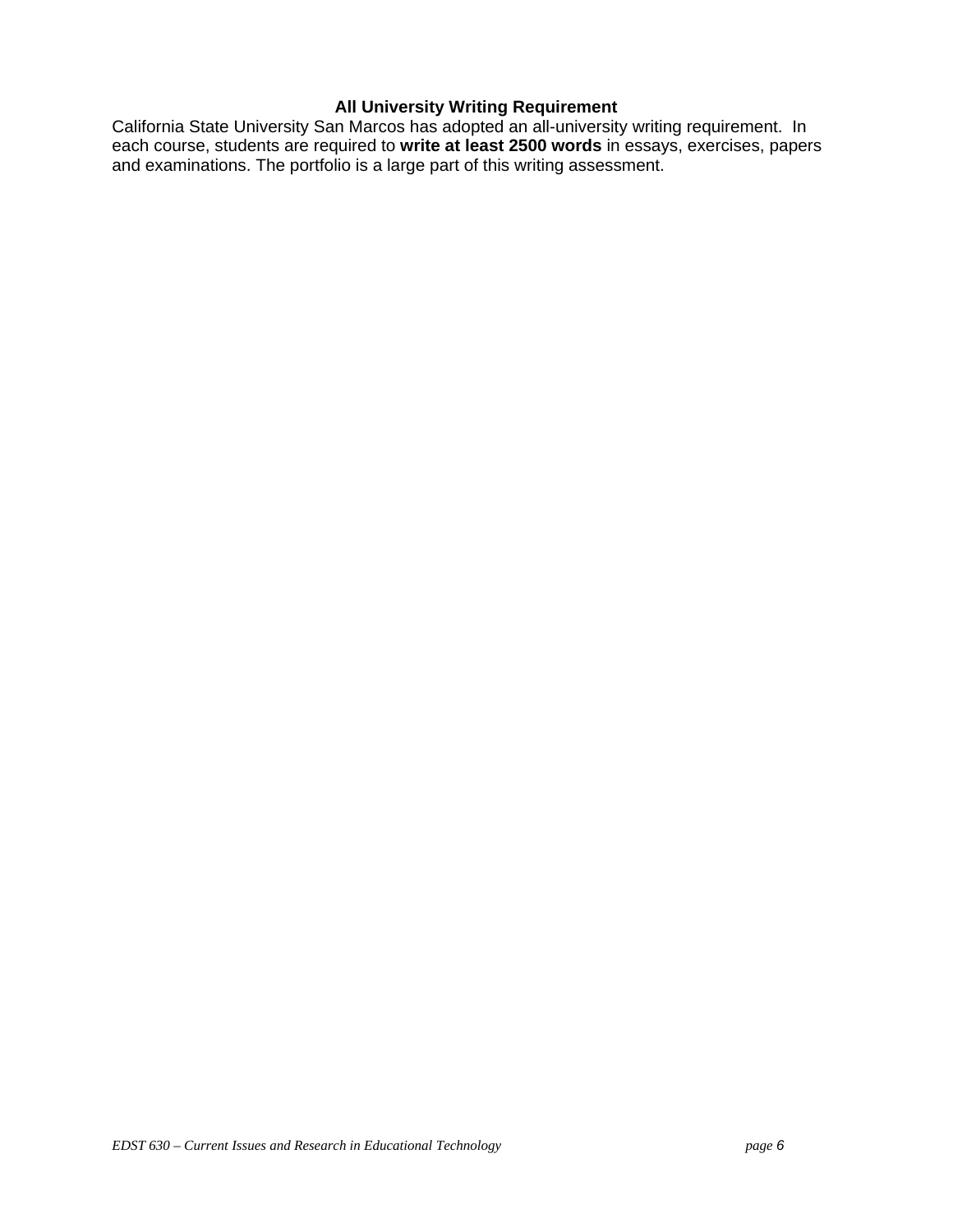## All University Writing Requirement

California State University San Marcos has adopted an all-university writing requirement. In each course, students are required to **write at least 2500 words** in essays, exercises, papers and examinations. The portfolio is a large part of this writing assessment.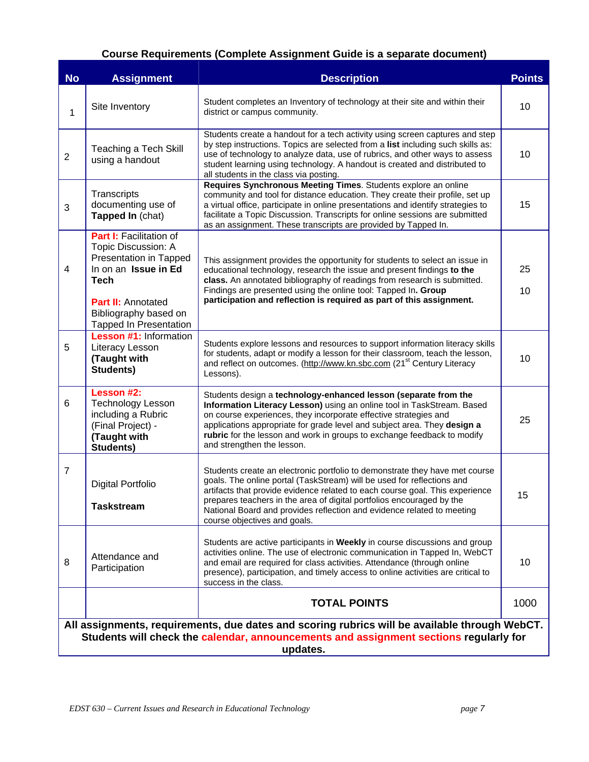**Course Requirements (Complete Assignment Guide is a separate document)**

| No | Assignment | Description | Points |
|---|---|---|---|
| 1 | Site Inventory | Student completes an Inventory of technology at their site and within their district or campus community. | 10 |
| 2 | Teaching a Tech Skill using a handout | Students create a handout for a tech activity using screen captures and step by step instructions. Topics are selected from a **list** including such skills as: use of technology to analyze data, use of rubrics, and other ways to assess student learning using technology. A handout is created and distributed to all students in the class via posting. | 10 |
| 3 | Transcripts documenting use of **Tapped In** (chat) | **Requires Synchronous Meeting Times**. Students explore an online community and tool for distance education. They create their profile, set up a virtual office, participate in online presentations and identify strategies to facilitate a Topic Discussion. Transcripts for online sessions are submitted as an assignment. These transcripts are provided by Tapped In. | 15 |
| 4 | **Part I:** Facilitation of Topic Discussion: A Presentation in Tapped In on an **Issue in Ed Tech**<br><br>**Part II:** Annotated Bibliography based on Tapped In Presentation | This assignment provides the opportunity for students to select an issue in educational technology, research the issue and present findings **to the class.** An annotated bibliography of readings from research is submitted. Findings are presented using the online tool: Tapped In**. Group participation and reflection is required as part of this assignment.** | 25<br><br>10 |
| 5 | **Lesson #1:** Information Literacy Lesson **(Taught with Students)** | Students explore lessons and resources to support information literacy skills for students, adapt or modify a lesson for their classroom, teach the lesson, and reflect on outcomes. (http://www.kn.sbc.com (21st Century Literacy Lessons). | 10 |
| 6 | **Lesson #2:** Technology Lesson including a Rubric (Final Project) - **(Taught with Students)** | Students design a **technology-enhanced lesson (separate from the Information Literacy Lesson)** using an online tool in TaskStream. Based on course experiences, they incorporate effective strategies and applications appropriate for grade level and subject area. They **design a rubric** for the lesson and work in groups to exchange feedback to modify and strengthen the lesson. | 25 |
| 7 | Digital Portfolio<br><br>**Taskstream** | Students create an electronic portfolio to demonstrate they have met course goals. The online portal (TaskStream) will be used for reflections and artifacts that provide evidence related to each course goal. This experience prepares teachers in the area of digital portfolios encouraged by the National Board and provides reflection and evidence related to meeting course objectives and goals. | 15 |
| 8 | Attendance and Participation | Students are active participants in **Weekly** in course discussions and group activities online. The use of electronic communication in Tapped In, WebCT and email are required for class activities. Attendance (through online presence), participation, and timely access to online activities are critical to success in the class. | 10 |
| | | **TOTAL POINTS** | 1000 |

**All assignments, requirements, due dates and scoring rubrics will be available through WebCT. Students will check the calendar, announcements and assignment sections regularly for updates.**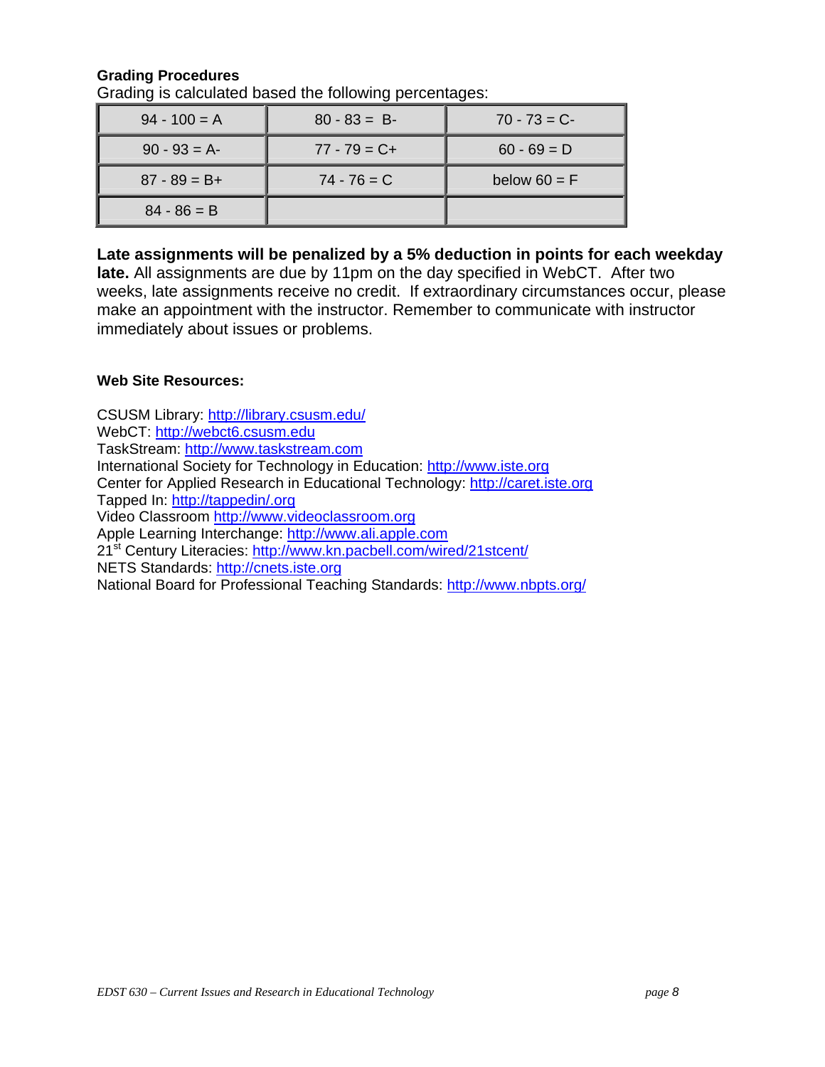**Grading Procedures**

Grading is calculated based the following percentages:

| | | |
|---|---|---|
| 94 - 100 = A | 80 - 83 = B- | 70 - 73 = C- |
| 90 - 93 = A- | 77 - 79 = C+ | 60 - 69 = D |
| 87 - 89 = B+ | 74 - 76 = C | below 60 = F |
| 84 - 86 = B | | |

**Late assignments will be penalized by a 5% deduction in points for each weekday late.** All assignments are due by 11pm on the day specified in WebCT. After two weeks, late assignments receive no credit. If extraordinary circumstances occur, please make an appointment with the instructor. Remember to communicate with instructor immediately about issues or problems.

**Web Site Resources:**

CSUSM Library: http://library.csusm.edu/
WebCT: http://webct6.csusm.edu
TaskStream: http://www.taskstream.com
International Society for Technology in Education: http://www.iste.org
Center for Applied Research in Educational Technology: http://caret.iste.org
Tapped In: http://tappedin/.org
Video Classroom http://www.videoclassroom.org
Apple Learning Interchange: http://www.ali.apple.com
21st Century Literacies: http://www.kn.pacbell.com/wired/21stcent/
NETS Standards: http://cnets.iste.org
National Board for Professional Teaching Standards: http://www.nbpts.org/